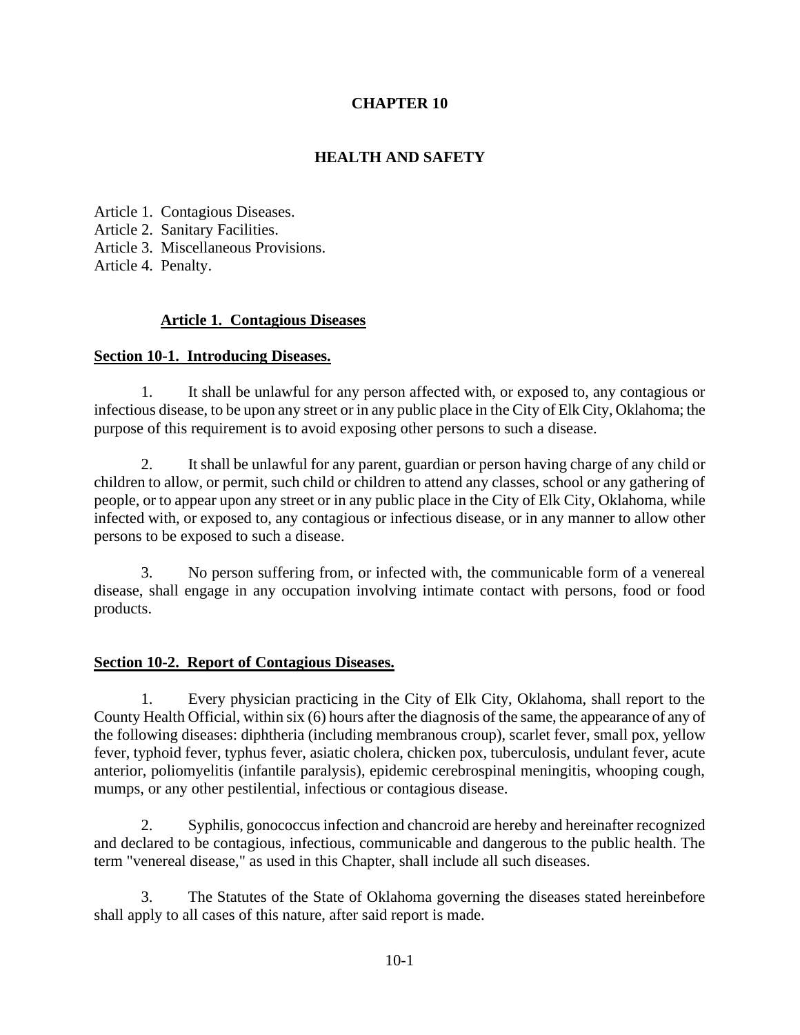# CHAPTER 10

## HEALTH AND SAFETY

Article 1. Contagious Diseases.
Article 2. Sanitary Facilities.
Article 3. Miscellaneous Provisions.
Article 4. Penalty.

### Article 1. Contagious Diseases

#### Section 10-1. Introducing Diseases.

1. It shall be unlawful for any person affected with, or exposed to, any contagious or infectious disease, to be upon any street or in any public place in the City of Elk City, Oklahoma; the purpose of this requirement is to avoid exposing other persons to such a disease.

2. It shall be unlawful for any parent, guardian or person having charge of any child or children to allow, or permit, such child or children to attend any classes, school or any gathering of people, or to appear upon any street or in any public place in the City of Elk City, Oklahoma, while infected with, or exposed to, any contagious or infectious disease, or in any manner to allow other persons to be exposed to such a disease.

3. No person suffering from, or infected with, the communicable form of a venereal disease, shall engage in any occupation involving intimate contact with persons, food or food products.

#### Section 10-2. Report of Contagious Diseases.

1. Every physician practicing in the City of Elk City, Oklahoma, shall report to the County Health Official, within six (6) hours after the diagnosis of the same, the appearance of any of the following diseases: diphtheria (including membranous croup), scarlet fever, small pox, yellow fever, typhoid fever, typhus fever, asiatic cholera, chicken pox, tuberculosis, undulant fever, acute anterior, poliomyelitis (infantile paralysis), epidemic cerebrospinal meningitis, whooping cough, mumps, or any other pestilential, infectious or contagious disease.

2. Syphilis, gonococcus infection and chancroid are hereby and hereinafter recognized and declared to be contagious, infectious, communicable and dangerous to the public health. The term "venereal disease," as used in this Chapter, shall include all such diseases.

3. The Statutes of the State of Oklahoma governing the diseases stated hereinbefore shall apply to all cases of this nature, after said report is made.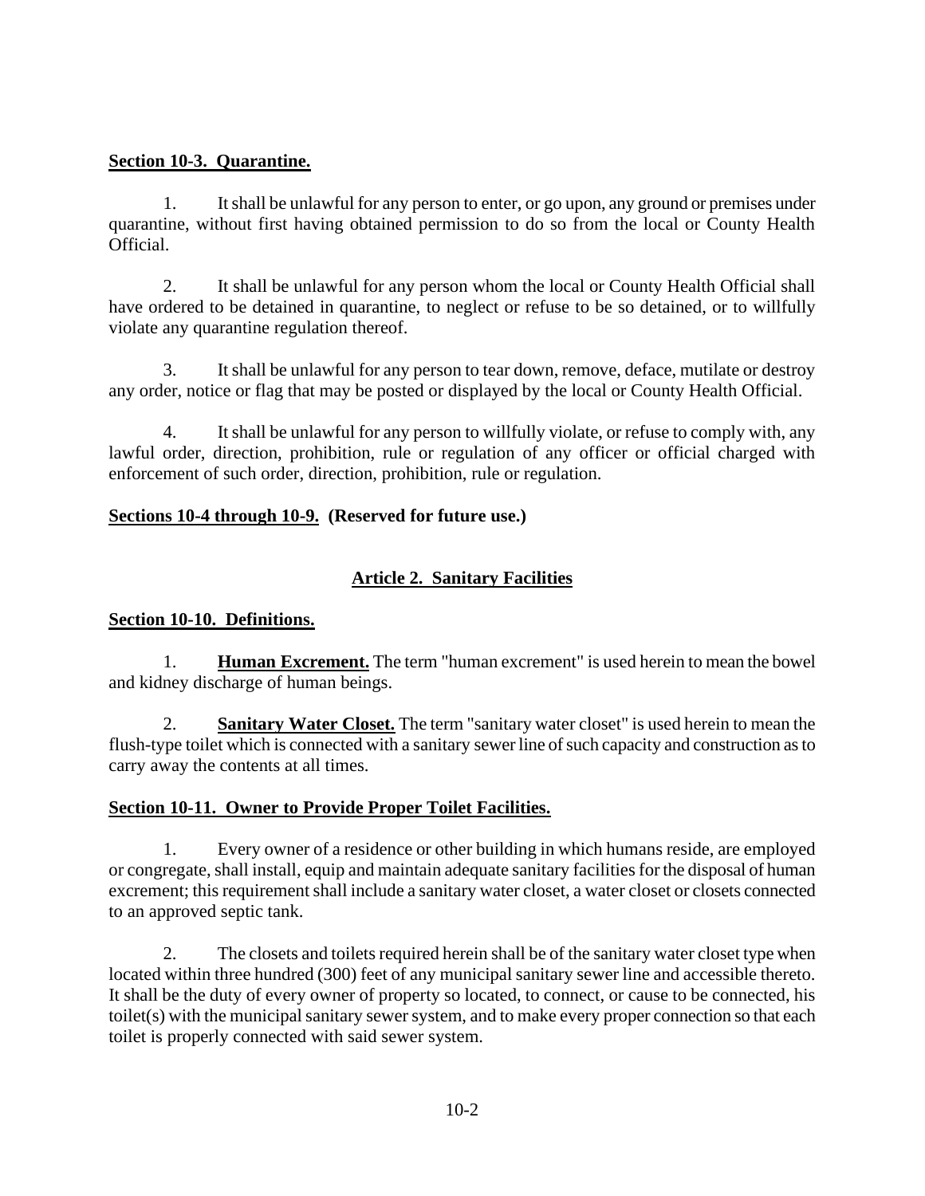**Section 10-3. Quarantine.**

1. It shall be unlawful for any person to enter, or go upon, any ground or premises under quarantine, without first having obtained permission to do so from the local or County Health Official.

2. It shall be unlawful for any person whom the local or County Health Official shall have ordered to be detained in quarantine, to neglect or refuse to be so detained, or to willfully violate any quarantine regulation thereof.

3. It shall be unlawful for any person to tear down, remove, deface, mutilate or destroy any order, notice or flag that may be posted or displayed by the local or County Health Official.

4. It shall be unlawful for any person to willfully violate, or refuse to comply with, any lawful order, direction, prohibition, rule or regulation of any officer or official charged with enforcement of such order, direction, prohibition, rule or regulation.

**Sections 10-4 through 10-9. (Reserved for future use.)**

## Article 2. Sanitary Facilities

**Section 10-10. Definitions.**

1. **Human Excrement.** The term "human excrement" is used herein to mean the bowel and kidney discharge of human beings.

2. **Sanitary Water Closet.** The term "sanitary water closet" is used herein to mean the flush-type toilet which is connected with a sanitary sewer line of such capacity and construction as to carry away the contents at all times.

**Section 10-11. Owner to Provide Proper Toilet Facilities.**

1. Every owner of a residence or other building in which humans reside, are employed or congregate, shall install, equip and maintain adequate sanitary facilities for the disposal of human excrement; this requirement shall include a sanitary water closet, a water closet or closets connected to an approved septic tank.

2. The closets and toilets required herein shall be of the sanitary water closet type when located within three hundred (300) feet of any municipal sanitary sewer line and accessible thereto. It shall be the duty of every owner of property so located, to connect, or cause to be connected, his toilet(s) with the municipal sanitary sewer system, and to make every proper connection so that each toilet is properly connected with said sewer system.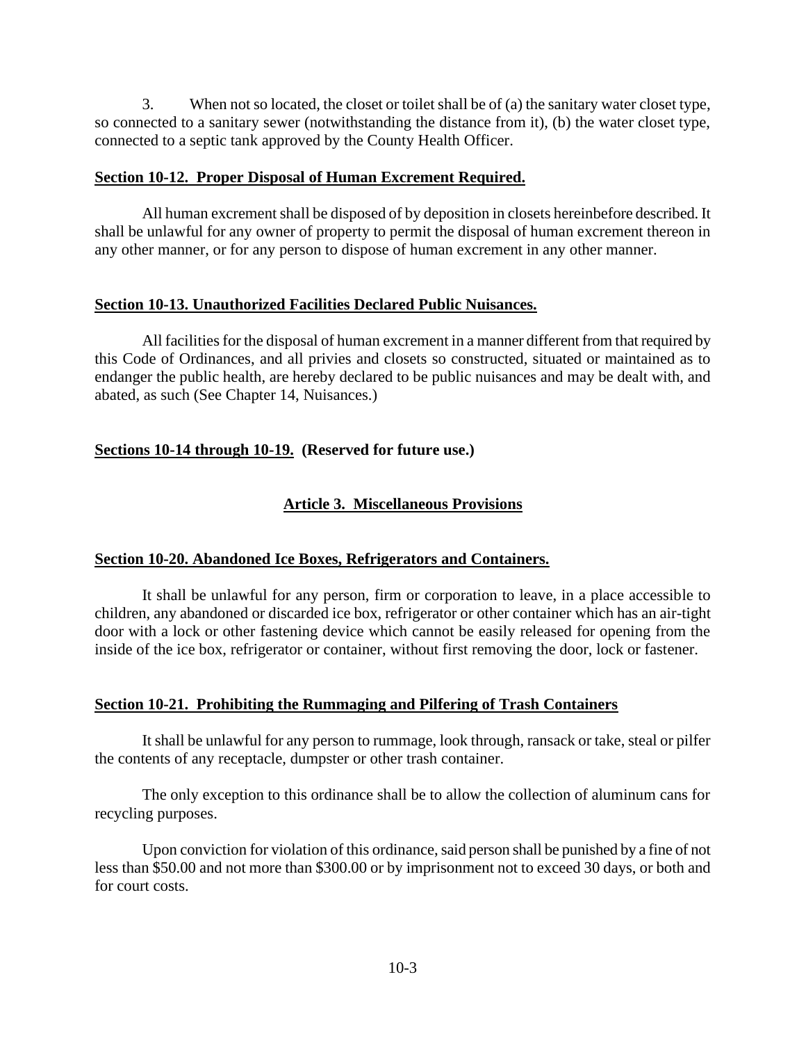3. When not so located, the closet or toilet shall be of (a) the sanitary water closet type, so connected to a sanitary sewer (notwithstanding the distance from it), (b) the water closet type, connected to a septic tank approved by the County Health Officer.

**Section 10-12. Proper Disposal of Human Excrement Required.**

All human excrement shall be disposed of by deposition in closets hereinbefore described. It shall be unlawful for any owner of property to permit the disposal of human excrement thereon in any other manner, or for any person to dispose of human excrement in any other manner.

**Section 10-13. Unauthorized Facilities Declared Public Nuisances.**

All facilities for the disposal of human excrement in a manner different from that required by this Code of Ordinances, and all privies and closets so constructed, situated or maintained as to endanger the public health, are hereby declared to be public nuisances and may be dealt with, and abated, as such (See Chapter 14, Nuisances.)

**Sections 10-14 through 10-19. (Reserved for future use.)**

## Article 3. Miscellaneous Provisions

**Section 10-20. Abandoned Ice Boxes, Refrigerators and Containers.**

It shall be unlawful for any person, firm or corporation to leave, in a place accessible to children, any abandoned or discarded ice box, refrigerator or other container which has an air-tight door with a lock or other fastening device which cannot be easily released for opening from the inside of the ice box, refrigerator or container, without first removing the door, lock or fastener.

**Section 10-21. Prohibiting the Rummaging and Pilfering of Trash Containers**

It shall be unlawful for any person to rummage, look through, ransack or take, steal or pilfer the contents of any receptacle, dumpster or other trash container.

The only exception to this ordinance shall be to allow the collection of aluminum cans for recycling purposes.

Upon conviction for violation of this ordinance, said person shall be punished by a fine of not less than $50.00 and not more than $300.00 or by imprisonment not to exceed 30 days, or both and for court costs.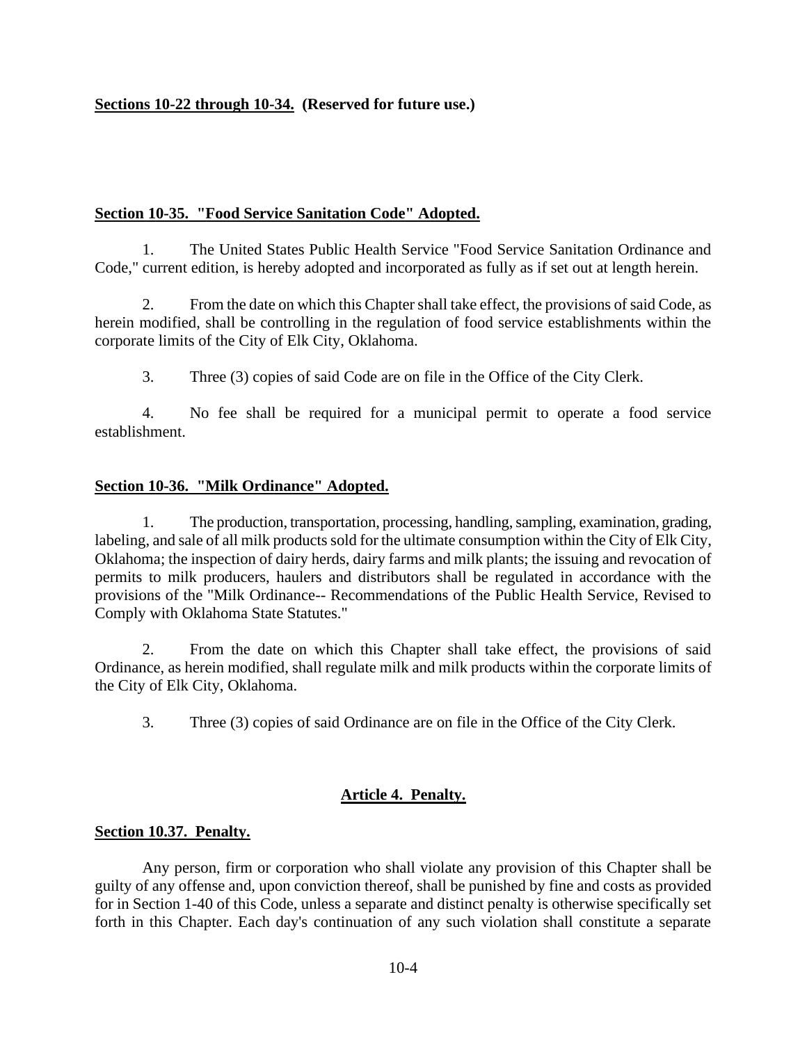**Sections 10-22 through 10-34. (Reserved for future use.)**

**Section 10-35. "Food Service Sanitation Code" Adopted.**

1. The United States Public Health Service "Food Service Sanitation Ordinance and Code," current edition, is hereby adopted and incorporated as fully as if set out at length herein.

2. From the date on which this Chapter shall take effect, the provisions of said Code, as herein modified, shall be controlling in the regulation of food service establishments within the corporate limits of the City of Elk City, Oklahoma.

3. Three (3) copies of said Code are on file in the Office of the City Clerk.

4. No fee shall be required for a municipal permit to operate a food service establishment.

**Section 10-36. "Milk Ordinance" Adopted.**

1. The production, transportation, processing, handling, sampling, examination, grading, labeling, and sale of all milk products sold for the ultimate consumption within the City of Elk City, Oklahoma; the inspection of dairy herds, dairy farms and milk plants; the issuing and revocation of permits to milk producers, haulers and distributors shall be regulated in accordance with the provisions of the "Milk Ordinance-- Recommendations of the Public Health Service, Revised to Comply with Oklahoma State Statutes."

2. From the date on which this Chapter shall take effect, the provisions of said Ordinance, as herein modified, shall regulate milk and milk products within the corporate limits of the City of Elk City, Oklahoma.

3. Three (3) copies of said Ordinance are on file in the Office of the City Clerk.

## Article 4. Penalty.

**Section 10.37. Penalty.**

Any person, firm or corporation who shall violate any provision of this Chapter shall be guilty of any offense and, upon conviction thereof, shall be punished by fine and costs as provided for in Section 1-40 of this Code, unless a separate and distinct penalty is otherwise specifically set forth in this Chapter. Each day's continuation of any such violation shall constitute a separate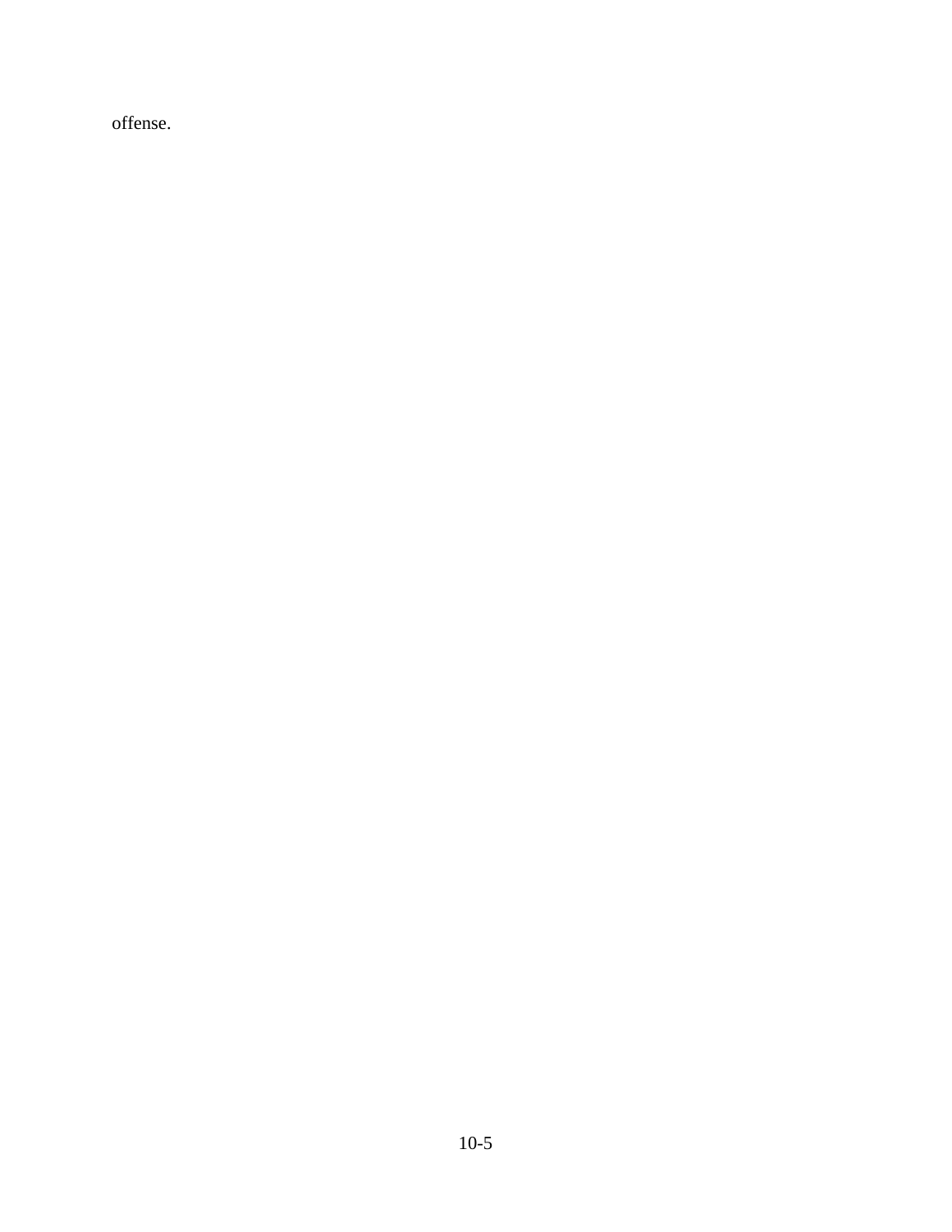offense.